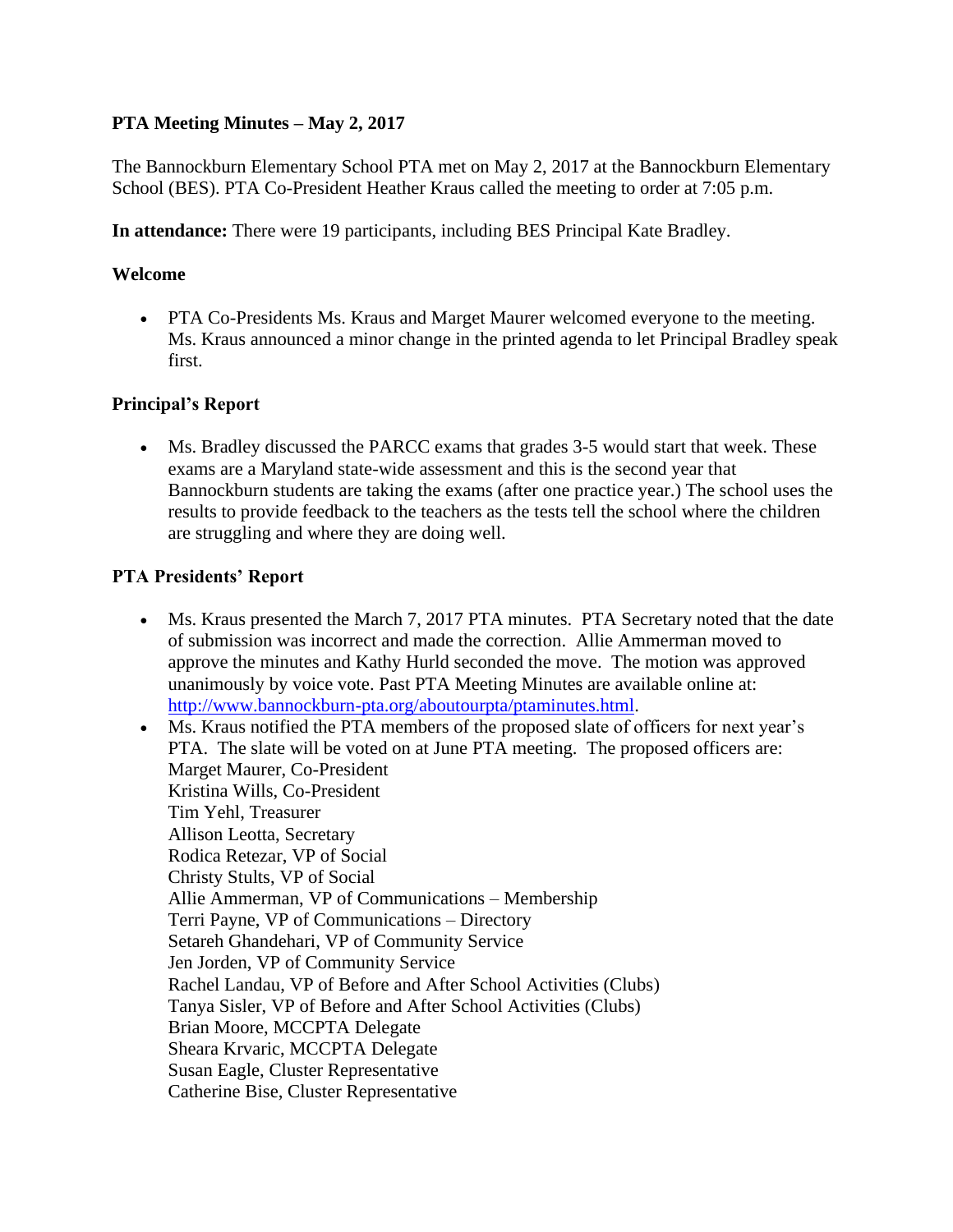**PTA Meeting Minutes – May 2, 2017**

The Bannockburn Elementary School PTA met on May 2, 2017 at the Bannockburn Elementary School (BES). PTA Co-President Heather Kraus called the meeting to order at 7:05 p.m.

**In attendance:** There were 19 participants, including BES Principal Kate Bradley.

**Welcome**

- PTA Co-Presidents Ms. Kraus and Marget Maurer welcomed everyone to the meeting. Ms. Kraus announced a minor change in the printed agenda to let Principal Bradley speak first.

**Principal's Report**

- Ms. Bradley discussed the PARCC exams that grades 3-5 would start that week. These exams are a Maryland state-wide assessment and this is the second year that Bannockburn students are taking the exams (after one practice year.) The school uses the results to provide feedback to the teachers as the tests tell the school where the children are struggling and where they are doing well.

**PTA Presidents' Report**

- Ms. Kraus presented the March 7, 2017 PTA minutes. PTA Secretary noted that the date of submission was incorrect and made the correction. Allie Ammerman moved to approve the minutes and Kathy Hurld seconded the move. The motion was approved unanimously by voice vote. Past PTA Meeting Minutes are available online at: http://www.bannockburn-pta.org/aboutourpta/ptaminutes.html.
- Ms. Kraus notified the PTA members of the proposed slate of officers for next year's PTA. The slate will be voted on at June PTA meeting. The proposed officers are:
  Marget Maurer, Co-President
  Kristina Wills, Co-President
  Tim Yehl, Treasurer
  Allison Leotta, Secretary
  Rodica Retezar, VP of Social
  Christy Stults, VP of Social
  Allie Ammerman, VP of Communications – Membership
  Terri Payne, VP of Communications – Directory
  Setareh Ghandehari, VP of Community Service
  Jen Jorden, VP of Community Service
  Rachel Landau, VP of Before and After School Activities (Clubs)
  Tanya Sisler, VP of Before and After School Activities (Clubs)
  Brian Moore, MCCPTA Delegate
  Sheara Krvaric, MCCPTA Delegate
  Susan Eagle, Cluster Representative
  Catherine Bise, Cluster Representative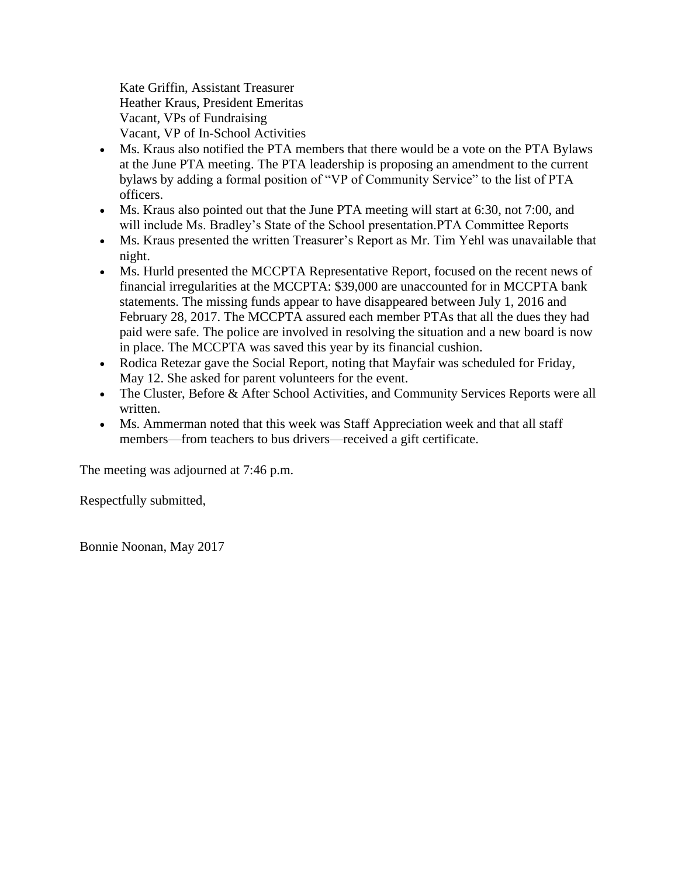Kate Griffin, Assistant Treasurer
Heather Kraus, President Emeritas
Vacant, VPs of Fundraising
Vacant, VP of In-School Activities

- Ms. Kraus also notified the PTA members that there would be a vote on the PTA Bylaws at the June PTA meeting. The PTA leadership is proposing an amendment to the current bylaws by adding a formal position of "VP of Community Service" to the list of PTA officers.
- Ms. Kraus also pointed out that the June PTA meeting will start at 6:30, not 7:00, and will include Ms. Bradley's State of the School presentation.PTA Committee Reports
- Ms. Kraus presented the written Treasurer's Report as Mr. Tim Yehl was unavailable that night.
- Ms. Hurld presented the MCCPTA Representative Report, focused on the recent news of financial irregularities at the MCCPTA: $39,000 are unaccounted for in MCCPTA bank statements. The missing funds appear to have disappeared between July 1, 2016 and February 28, 2017. The MCCPTA assured each member PTAs that all the dues they had paid were safe. The police are involved in resolving the situation and a new board is now in place. The MCCPTA was saved this year by its financial cushion.
- Rodica Retezar gave the Social Report, noting that Mayfair was scheduled for Friday, May 12. She asked for parent volunteers for the event.
- The Cluster, Before & After School Activities, and Community Services Reports were all written.
- Ms. Ammerman noted that this week was Staff Appreciation week and that all staff members—from teachers to bus drivers—received a gift certificate.

The meeting was adjourned at 7:46 p.m.

Respectfully submitted,

Bonnie Noonan, May 2017